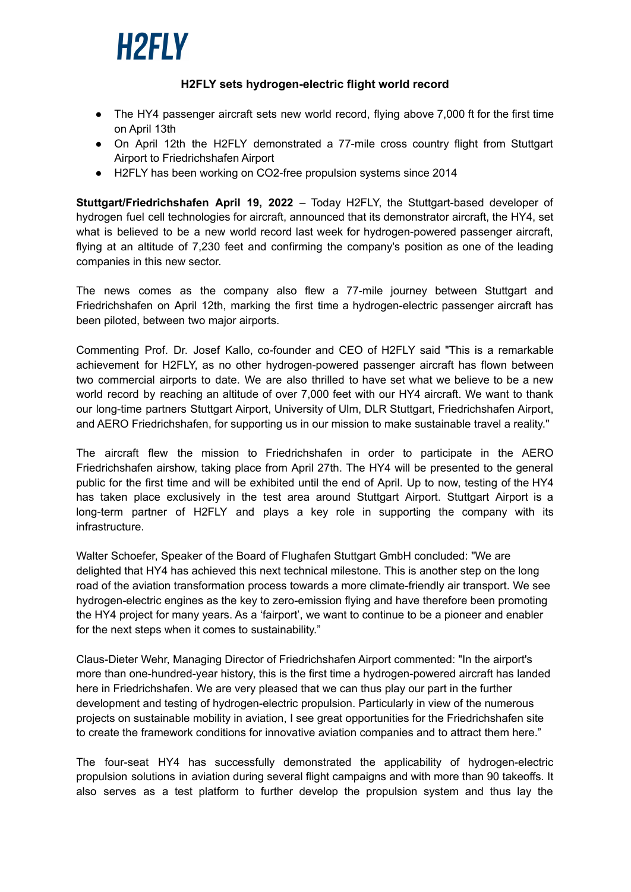# H2FLY

**H2FLY sets hydrogen-electric flight world record**

- The HY4 passenger aircraft sets new world record, flying above 7,000 ft for the first time on April 13th
- On April 12th the H2FLY demonstrated a 77-mile cross country flight from Stuttgart Airport to Friedrichshafen Airport
- H2FLY has been working on CO2-free propulsion systems since 2014

**Stuttgart/Friedrichshafen April 19, 2022** – Today H2FLY, the Stuttgart-based developer of hydrogen fuel cell technologies for aircraft, announced that its demonstrator aircraft, the HY4, set what is believed to be a new world record last week for hydrogen-powered passenger aircraft, flying at an altitude of 7,230 feet and confirming the company's position as one of the leading companies in this new sector.

The news comes as the company also flew a 77-mile journey between Stuttgart and Friedrichshafen on April 12th, marking the first time a hydrogen-electric passenger aircraft has been piloted, between two major airports.

Commenting Prof. Dr. Josef Kallo, co-founder and CEO of H2FLY said "This is a remarkable achievement for H2FLY, as no other hydrogen-powered passenger aircraft has flown between two commercial airports to date. We are also thrilled to have set what we believe to be a new world record by reaching an altitude of over 7,000 feet with our HY4 aircraft. We want to thank our long-time partners Stuttgart Airport, University of Ulm, DLR Stuttgart, Friedrichshafen Airport, and AERO Friedrichshafen, for supporting us in our mission to make sustainable travel a reality."

The aircraft flew the mission to Friedrichshafen in order to participate in the AERO Friedrichshafen airshow, taking place from April 27th. The HY4 will be presented to the general public for the first time and will be exhibited until the end of April. Up to now, testing of the HY4 has taken place exclusively in the test area around Stuttgart Airport. Stuttgart Airport is a long-term partner of H2FLY and plays a key role in supporting the company with its infrastructure.

Walter Schoefer, Speaker of the Board of Flughafen Stuttgart GmbH concluded: "We are delighted that HY4 has achieved this next technical milestone. This is another step on the long road of the aviation transformation process towards a more climate-friendly air transport. We see hydrogen-electric engines as the key to zero-emission flying and have therefore been promoting the HY4 project for many years. As a 'fairport', we want to continue to be a pioneer and enabler for the next steps when it comes to sustainability."

Claus-Dieter Wehr, Managing Director of Friedrichshafen Airport commented: "In the airport's more than one-hundred-year history, this is the first time a hydrogen-powered aircraft has landed here in Friedrichshafen. We are very pleased that we can thus play our part in the further development and testing of hydrogen-electric propulsion. Particularly in view of the numerous projects on sustainable mobility in aviation, I see great opportunities for the Friedrichshafen site to create the framework conditions for innovative aviation companies and to attract them here."

The four-seat HY4 has successfully demonstrated the applicability of hydrogen-electric propulsion solutions in aviation during several flight campaigns and with more than 90 takeoffs. It also serves as a test platform to further develop the propulsion system and thus lay the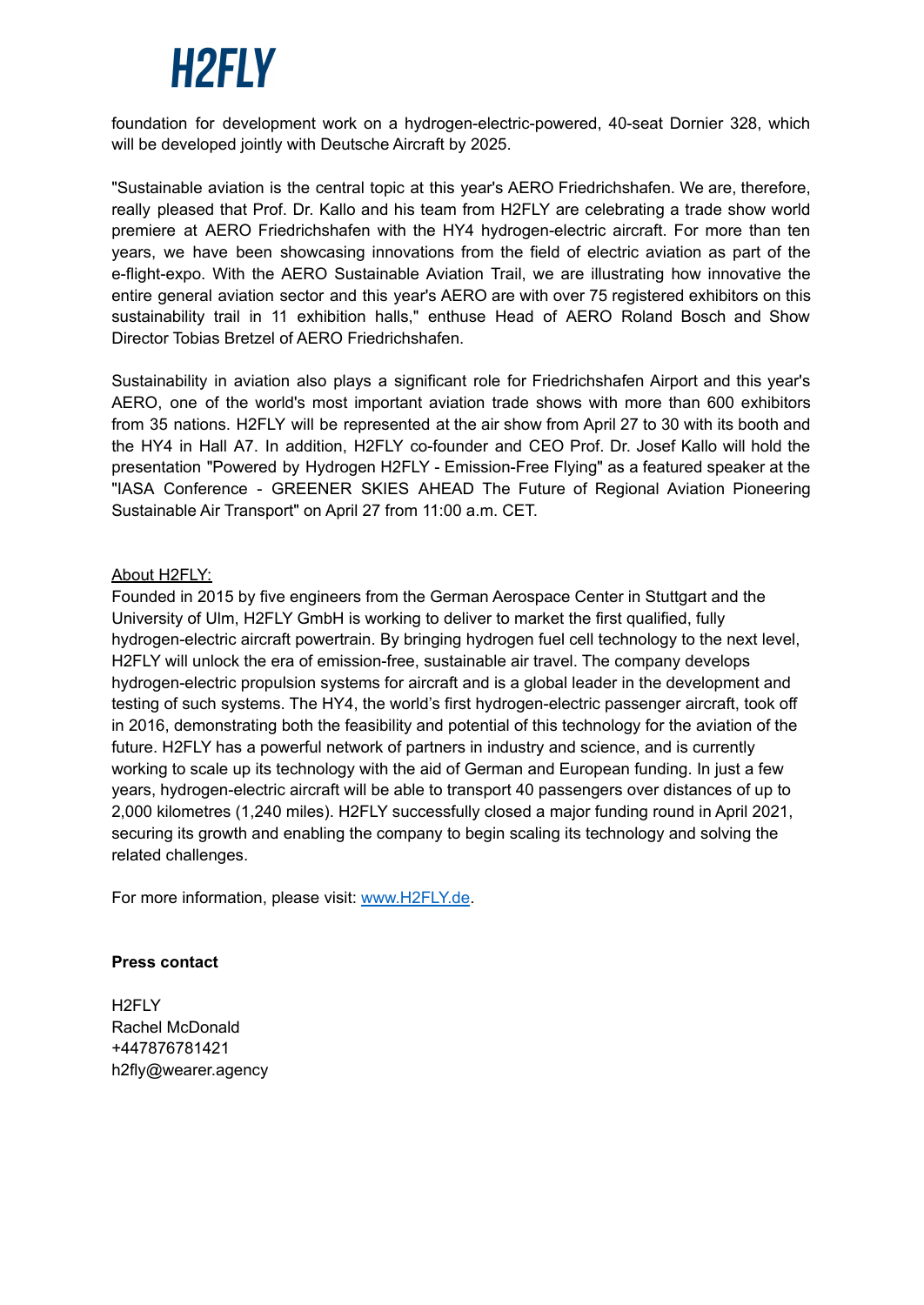foundation for development work on a hydrogen-electric-powered, 40-seat Dornier 328, which will be developed jointly with Deutsche Aircraft by 2025.

"Sustainable aviation is the central topic at this year's AERO Friedrichshafen. We are, therefore, really pleased that Prof. Dr. Kallo and his team from H2FLY are celebrating a trade show world premiere at AERO Friedrichshafen with the HY4 hydrogen-electric aircraft. For more than ten years, we have been showcasing innovations from the field of electric aviation as part of the e-flight-expo. With the AERO Sustainable Aviation Trail, we are illustrating how innovative the entire general aviation sector and this year's AERO are with over 75 registered exhibitors on this sustainability trail in 11 exhibition halls," enthuse Head of AERO Roland Bosch and Show Director Tobias Bretzel of AERO Friedrichshafen.

Sustainability in aviation also plays a significant role for Friedrichshafen Airport and this year's AERO, one of the world's most important aviation trade shows with more than 600 exhibitors from 35 nations. H2FLY will be represented at the air show from April 27 to 30 with its booth and the HY4 in Hall A7. In addition, H2FLY co-founder and CEO Prof. Dr. Josef Kallo will hold the presentation "Powered by Hydrogen H2FLY - Emission-Free Flying" as a featured speaker at the "IASA Conference - GREENER SKIES AHEAD The Future of Regional Aviation Pioneering Sustainable Air Transport" on April 27 from 11:00 a.m. CET.

About H2FLY:

Founded in 2015 by five engineers from the German Aerospace Center in Stuttgart and the University of Ulm, H2FLY GmbH is working to deliver to market the first qualified, fully hydrogen-electric aircraft powertrain. By bringing hydrogen fuel cell technology to the next level, H2FLY will unlock the era of emission-free, sustainable air travel. The company develops hydrogen-electric propulsion systems for aircraft and is a global leader in the development and testing of such systems. The HY4, the world's first hydrogen-electric passenger aircraft, took off in 2016, demonstrating both the feasibility and potential of this technology for the aviation of the future. H2FLY has a powerful network of partners in industry and science, and is currently working to scale up its technology with the aid of German and European funding. In just a few years, hydrogen-electric aircraft will be able to transport 40 passengers over distances of up to 2,000 kilometres (1,240 miles). H2FLY successfully closed a major funding round in April 2021, securing its growth and enabling the company to begin scaling its technology and solving the related challenges.

For more information, please visit: www.H2FLY.de.

**Press contact**

H2FLY
Rachel McDonald
+447876781421
h2fly@wearer.agency